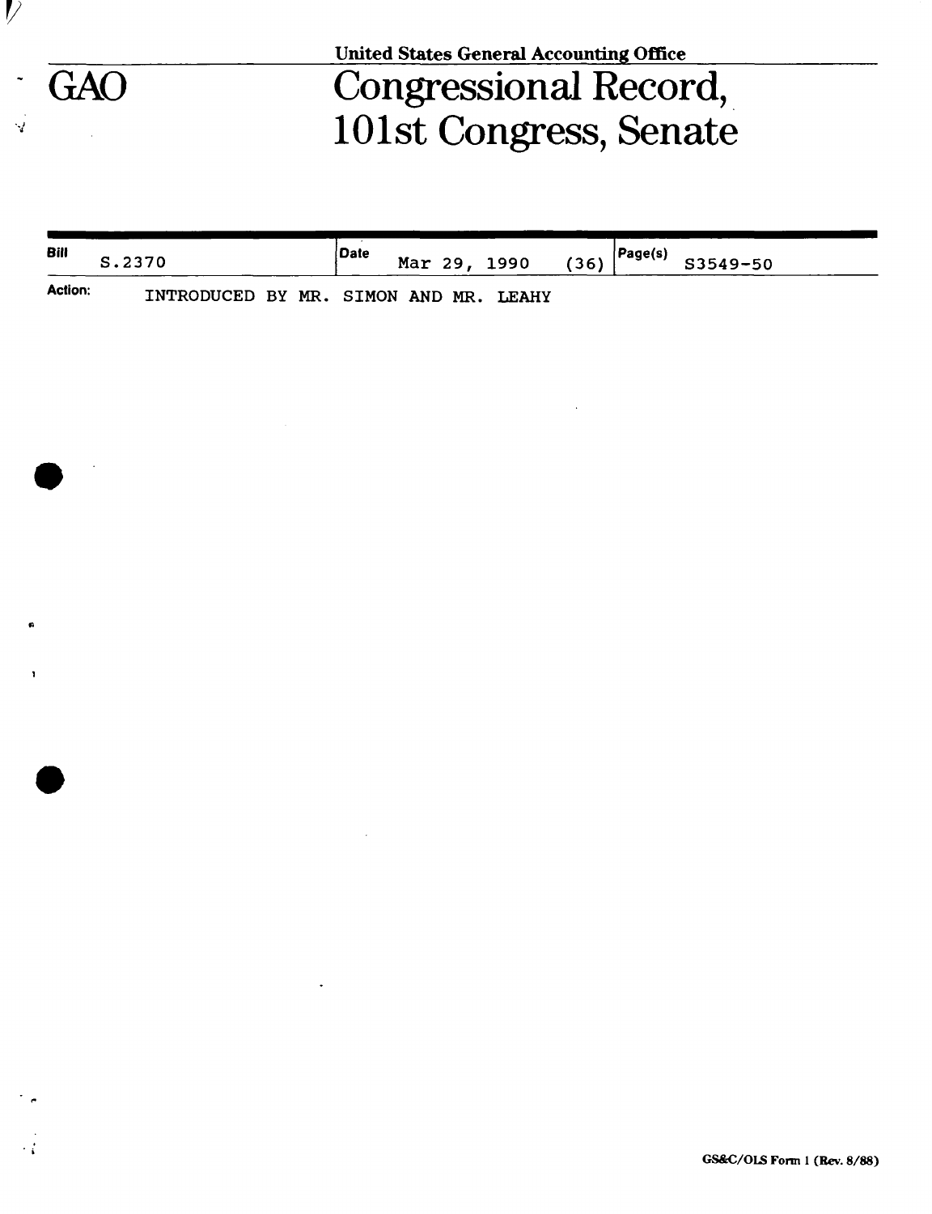United States General Accounting Office

# GAO

# Congressional Record, 101st Congress, Senate

| Bill | Date | Page(s) |
| --- | --- | --- |
| S.2370 | Mar 29, 1990 (36) | S3549-50 |

**Action:** INTRODUCED BY MR. SIMON AND MR. LEAHY

GS&C/OLS Form 1 (Rev. 8/88)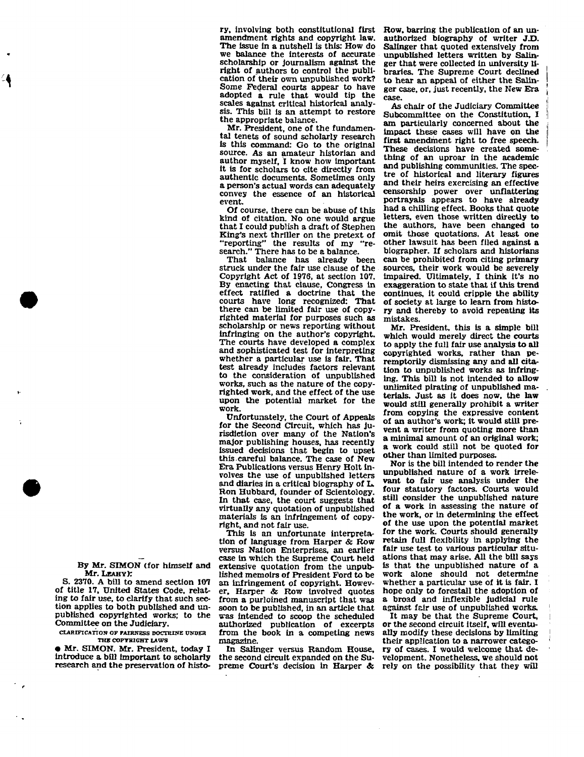By Mr. SIMON (for himself and Mr. LEAHY):

S. 2370. A bill to amend section 107 of title 17, United States Code, relating to fair use, to clarify that such section applies to both published and unpublished copyrighted works; to the Committee on the Judiciary.

CLARIFICATION OF FAIRNESS DOCTRINE UNDER THE COPYRIGHT LAWS

● Mr. SIMON. Mr. President, today I introduce a bill important to scholarly research and the preservation of history, involving both constitutional first amendment rights and copyright law. The issue in a nutshell is this: How do we balance the interests of accurate scholarship or journalism against the right of authors to control the publication of their own unpublished work? Some Federal courts appear to have adopted a rule that would tip the scales against critical historical analysis. This bill is an attempt to restore the appropriate balance.

Mr. President, one of the fundamental tenets of sound scholarly research is this command: Go to the original source. As an amateur historian and author myself, I know how important it is for scholars to cite directly from authentic documents. Sometimes only a person's actual words can adequately convey the essence of an historical event.

Of course, there can be abuse of this kind of citation. No one would argue that I could publish a draft of Stephen King's next thriller on the pretext of "reporting" the results of my "research." There has to be a balance.

That balance has already been struck under the fair use clause of the Copyright Act of 1976, at section 107. By enacting that clause, Congress in effect ratified a doctrine that the courts have long recognized: That there can be limited fair use of copyrighted material for purposes such as scholarship or news reporting without infringing on the author's copyright. The courts have developed a complex and sophisticated test for interpreting whether a particular use is fair. That test already includes factors relevant to the consideration of unpublished works, such as the nature of the copyrighted work, and the effect of the use upon the potential market for the work.

Unfortunately, the Court of Appeals for the Second Circuit, which has jurisdiction over many of the Nation's major publishing houses, has recently issued decisions that begin to upset this careful balance. The case of New Era Publications versus Henry Holt involves the use of unpublished letters and diaries in a critical biography of L. Ron Hubbard, founder of Scientology. In that case, the court suggests that virtually any quotation of unpublished materials is an infringement of copyright, and not fair use.

This is an unfortunate interpretation of language from Harper & Row versus Nation Enterprises, an earlier case in which the Supreme Court held extensive quotation from the unpublished memoirs of President Ford to be an infringement of copyright. However, Harper & Row involved quotes from a purloined manuscript that was soon to be published, in an article that was intended to scoop the scheduled authorized publication of excerpts from the book in a competing news magazine.

In Salinger versus Random House, the second circuit expanded on the Supreme Court's decision in Harper & Row, barring the publication of an unauthorized biography of writer J.D. Salinger that quoted extensively from unpublished letters written by Salinger that were collected in university libraries. The Supreme Court declined to hear an appeal of either the Salinger case, or, just recently, the New Era case.

As chair of the Judiciary Committee Subcommittee on the Constitution, I am particularly concerned about the impact these cases will have on the first amendment right to free speech. These decisions have created something of an uproar in the academic and publishing communities. The spectre of historical and literary figures and their heirs exercising an effective censorship power over unflattering portrayals appears to have already had a chilling effect. Books that quote letters, even those written directly to the authors, have been changed to omit those quotations. At least one other lawsuit has been filed against a biographer. If scholars and historians can be prohibited from citing primary sources, their work would be severely impaired. Ultimately, I think it's no exaggeration to state that if this trend continues, it could cripple the ability of society at large to learn from history and thereby to avoid repeating its mistakes.

Mr. President, this is a simple bill which would merely direct the courts to apply the full fair use analysis to all copyrighted works, rather than peremptorily dismissing any and all citation to unpublished works as infringing. This bill is not intended to allow unlimited pirating of unpublished materials. Just as it does now, the law would still generally prohibit a writer from copying the expressive content of an author's work; it would still prevent a writer from quoting more than a minimal amount of an original work; a work could still not be quoted for other than limited purposes.

Nor is the bill intended to render the unpublished nature of a work irrelevant to fair use analysis under the four statutory factors. Courts would still consider the unpublished nature of a work in assessing the nature of the work, or in determining the effect of the use upon the potential market for the work. Courts should generally retain full flexibility in applying the fair use test to various particular situations that may arise. All the bill says is that the unpublished nature of a work alone should not determine whether a particular use of it is fair. I hope only to forestall the adoption of a broad and inflexible judicial rule against fair use of unpublished works.

It may be that the Supreme Court, or the second circuit itself, will eventually modify these decisions by limiting their application to a narrower category of cases. I would welcome that development. Nonetheless, we should not rely on the possibility that they will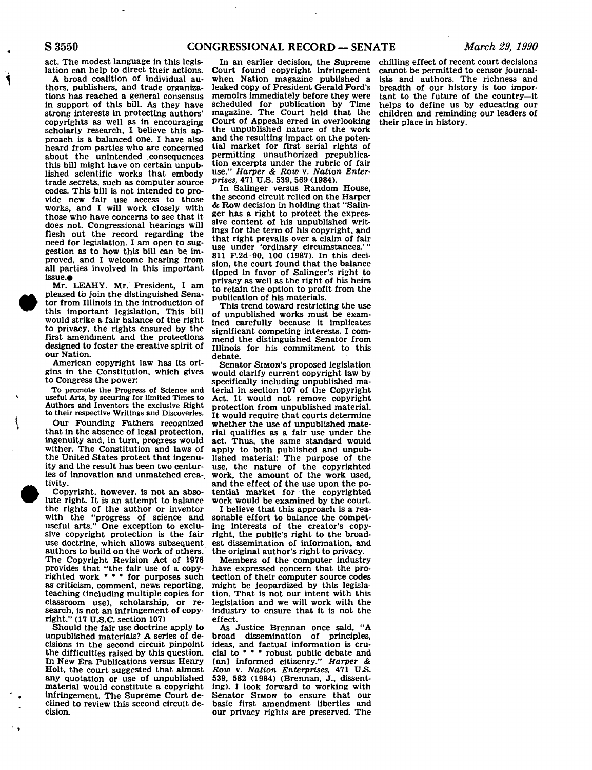act. The modest language in this legislation can help to direct their actions.

A broad coalition of individual authors, publishers, and trade organizations has reached a general consensus in support of this bill. As they have strong interests in protecting authors' copyrights as well as in encouraging scholarly research, I believe this approach is a balanced one. I have also heard from parties who are concerned about the unintended consequences this bill might have on certain unpublished scientific works that embody trade secrets, such as computer source codes. This bill is not intended to provide new fair use access to those works, and I will work closely with those who have concerns to see that it does not. Congressional hearings will flesh out the record regarding the need for legislation. I am open to suggestion as to how this bill can be improved, and I welcome hearing from all parties involved in this important issue.●

Mr. LEAHY. Mr. President, I am pleased to join the distinguished Senator from Illinois in the introduction of this important legislation. This bill would strike a fair balance of the right to privacy, the rights ensured by the first amendment and the protections designed to foster the creative spirit of our Nation.

American copyright law has its origins in the Constitution, which gives to Congress the power:

> To promote the Progress of Science and useful Arts, by securing for limited Times to Authors and Inventors the exclusive Right to their respective Writings and Discoveries.

Our Founding Fathers recognized that in the absence of legal protection, ingenuity and, in turn, progress would wither. The Constitution and laws of the United States protect that ingenuity and the result has been two centuries of innovation and unmatched creativity.

Copyright, however, is not an absolute right. It is an attempt to balance the rights of the author or inventor with the "progress of science and useful arts." One exception to exclusive copyright protection is the fair use doctrine, which allows subsequent authors to build on the work of others. The Copyright Revision Act of 1976 provides that "the fair use of a copyrighted work * * * for purposes such as criticism, comment, news reporting, teaching (including multiple copies for classroom use), scholarship, or research, is not an infringement of copyright." (17 U.S.C. section 107)

Should the fair use doctrine apply to unpublished materials? A series of decisions in the second circuit pinpoint the difficulties raised by this question. In New Era Publications versus Henry Holt, the court suggested that almost any quotation or use of unpublished material would constitute a copyright infringement. The Supreme Court declined to review this second circuit decision.

In an earlier decision, the Supreme Court found copyright infringement when Nation magazine published a leaked copy of President Gerald Ford's memoirs immediately before they were scheduled for publication by Time magazine. The Court held that the Court of Appeals erred in overlooking the unpublished nature of the work and the resulting impact on the potential market for first serial rights of permitting unauthorized prepublication excerpts under the rubric of fair use." *Harper & Row* v. *Nation Enterprises*, 471 U.S. 539, 569 (1984).

In Salinger versus Random House, the second circuit relied on the Harper & Row decision in holding that "Salinger has a right to protect the expressive content of his unpublished writings for the term of his copyright, and that right prevails over a claim of fair use under 'ordinary circumstances.'" 811 F.2d 90, 100 (1987). In this decision, the court found that the balance tipped in favor of Salinger's right to privacy as well as the right of his heirs to retain the option to profit from the publication of his materials.

This trend toward restricting the use of unpublished works must be examined carefully because it implicates significant competing interests. I commend the distinguished Senator from Illinois for his commitment to this debate.

Senator SIMON's proposed legislation would clarify current copyright law by specifically including unpublished material in section 107 of the Copyright Act. It would not remove copyright protection from unpublished material. It would require that courts determine whether the use of unpublished material qualifies as a fair use under the act. Thus, the same standard would apply to both published and unpublished material: The purpose of the use, the nature of the copyrighted work, the amount of the work used, and the effect of the use upon the potential market for the copyrighted work would be examined by the court.

I believe that this approach is a reasonable effort to balance the competing interests of the creator's copyright, the public's right to the broadest dissemination of information, and the original author's right to privacy.

Members of the computer industry have expressed concern that the protection of their computer source codes might be jeopardized by this legislation. That is not our intent with this legislation and we will work with the industry to ensure that it is not the effect.

As Justice Brennan once said, "A broad dissemination of principles, ideas, and factual information is crucial to * * * robust public debate and [an] informed citizenry." *Harper & Row v. Nation Enterprises*, 471 U.S. 539, 582 (1984) (Brennan, J., dissenting). I look forward to working with Senator SIMON to ensure that our basic first amendment liberties and our privacy rights are preserved. The chilling effect of recent court decisions cannot be permitted to censor journalists and authors. The richness and breadth of our history is too important to the future of the country—it helps to define us by educating our children and reminding our leaders of their place in history.